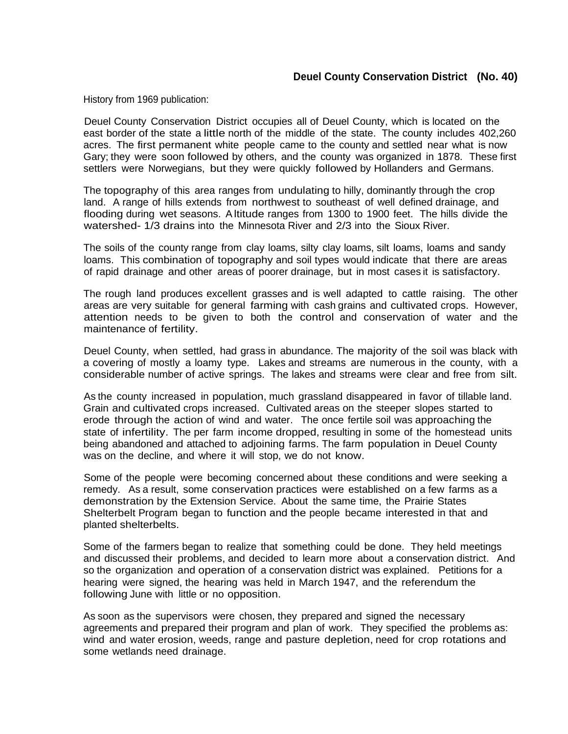## Deuel County Conservation District (No. 40)

History from 1969 publication:

Deuel County Conservation District occupies all of Deuel County, which is located on the east border of the state a little north of the middle of the state. The county includes 402,260 acres. The first permanent white people came to the county and settled near what is now Gary; they were soon followed by others, and the county was organized in 1878. These first settlers were Norwegians, but they were quickly followed by Hollanders and Germans.

The topography of this area ranges from undulating to hilly, dominantly through the crop land. A range of hills extends from northwest to southeast of well defined drainage, and flooding during wet seasons. Altitude ranges from 1300 to 1900 feet. The hills divide the watershed- 1/3 drains into the Minnesota River and 2/3 into the Sioux River.

The soils of the county range from clay loams, silty clay loams, silt loams, loams and sandy loams. This combination of topography and soil types would indicate that there are areas of rapid drainage and other areas of poorer drainage, but in most cases it is satisfactory.

The rough land produces excellent grasses and is well adapted to cattle raising. The other areas are very suitable for general farming with cash grains and cultivated crops. However, attention needs to be given to both the control and conservation of water and the maintenance of fertility.

Deuel County, when settled, had grass in abundance. The majority of the soil was black with a covering of mostly a loamy type. Lakes and streams are numerous in the county, with a considerable number of active springs. The lakes and streams were clear and free from silt.

As the county increased in population, much grassland disappeared in favor of tillable land. Grain and cultivated crops increased. Cultivated areas on the steeper slopes started to erode through the action of wind and water. The once fertile soil was approaching the state of infertility. The per farm income dropped, resulting in some of the homestead units being abandoned and attached to adjoining farms. The farm population in Deuel County was on the decline, and where it will stop, we do not know.

Some of the people were becoming concerned about these conditions and were seeking a remedy. As a result, some conservation practices were established on a few farms as a demonstration by the Extension Service. About the same time, the Prairie States Shelterbelt Program began to function and the people became interested in that and planted shelterbelts.

Some of the farmers began to realize that something could be done. They held meetings and discussed their problems, and decided to learn more about a conservation district. And so the organization and operation of a conservation district was explained. Petitions for a hearing were signed, the hearing was held in March 1947, and the referendum the following June with little or no opposition.

As soon as the supervisors were chosen, they prepared and signed the necessary agreements and prepared their program and plan of work. They specified the problems as: wind and water erosion, weeds, range and pasture depletion, need for crop rotations and some wetlands need drainage.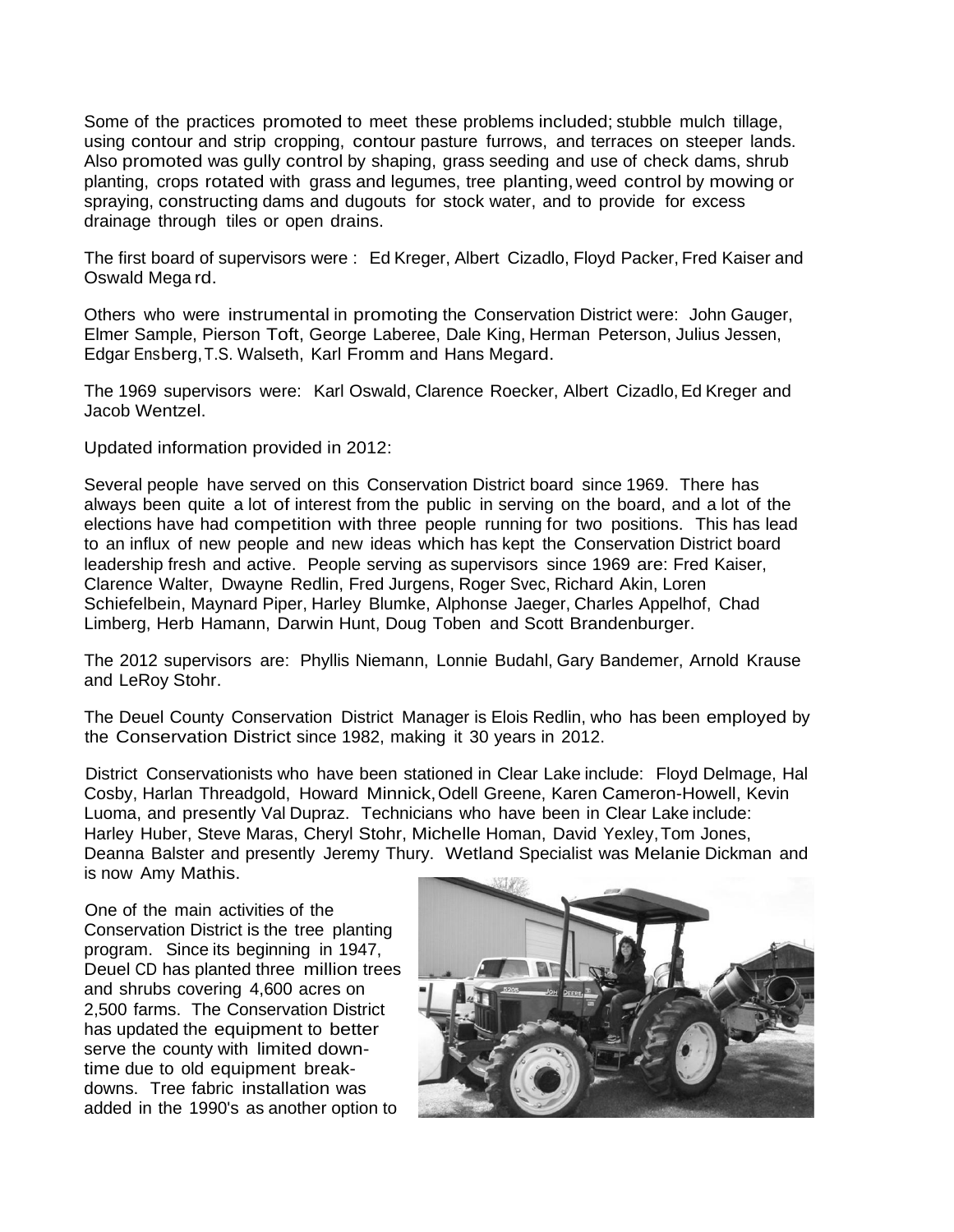Some of the practices promoted to meet these problems included; stubble mulch tillage, using contour and strip cropping, contour pasture furrows, and terraces on steeper lands. Also promoted was gully control by shaping, grass seeding and use of check dams, shrub planting, crops rotated with grass and legumes, tree planting, weed control by mowing or spraying, constructing dams and dugouts for stock water, and to provide for excess drainage through tiles or open drains.

The first board of supervisors were : Ed Kreger, Albert Cizadlo, Floyd Packer, Fred Kaiser and Oswald Mega rd.

Others who were instrumental in promoting the Conservation District were: John Gauger, Elmer Sample, Pierson Toft, George Laberee, Dale King, Herman Peterson, Julius Jessen, Edgar Ensberg, T.S. Walseth, Karl Fromm and Hans Megard.

The 1969 supervisors were: Karl Oswald, Clarence Roecker, Albert Cizadlo, Ed Kreger and Jacob Wentzel.

Updated information provided in 2012:

Several people have served on this Conservation District board since 1969. There has always been quite a lot of interest from the public in serving on the board, and a lot of the elections have had competition with three people running for two positions. This has lead to an influx of new people and new ideas which has kept the Conservation District board leadership fresh and active. People serving as supervisors since 1969 are: Fred Kaiser, Clarence Walter, Dwayne Redlin, Fred Jurgens, Roger Svec, Richard Akin, Loren Schiefelbein, Maynard Piper, Harley Blumke, Alphonse Jaeger, Charles Appelhof, Chad Limberg, Herb Hamann, Darwin Hunt, Doug Toben and Scott Brandenburger.

The 2012 supervisors are: Phyllis Niemann, Lonnie Budahl, Gary Bandemer, Arnold Krause and LeRoy Stohr.

The Deuel County Conservation District Manager is Elois Redlin, who has been employed by the Conservation District since 1982, making it 30 years in 2012.

District Conservationists who have been stationed in Clear Lake include: Floyd Delmage, Hal Cosby, Harlan Threadgold, Howard Minnick, Odell Greene, Karen Cameron-Howell, Kevin Luoma, and presently Val Dupraz. Technicians who have been in Clear Lake include: Harley Huber, Steve Maras, Cheryl Stohr, Michelle Homan, David Yexley, Tom Jones, Deanna Balster and presently Jeremy Thury. Wetland Specialist was Melanie Dickman and is now Amy Mathis.

One of the main activities of the Conservation District is the tree planting program. Since its beginning in 1947, Deuel CD has planted three million trees and shrubs covering 4,600 acres on 2,500 farms. The Conservation District has updated the equipment to better serve the county with limited down-time due to old equipment break-downs. Tree fabric installation was added in the 1990's as another option to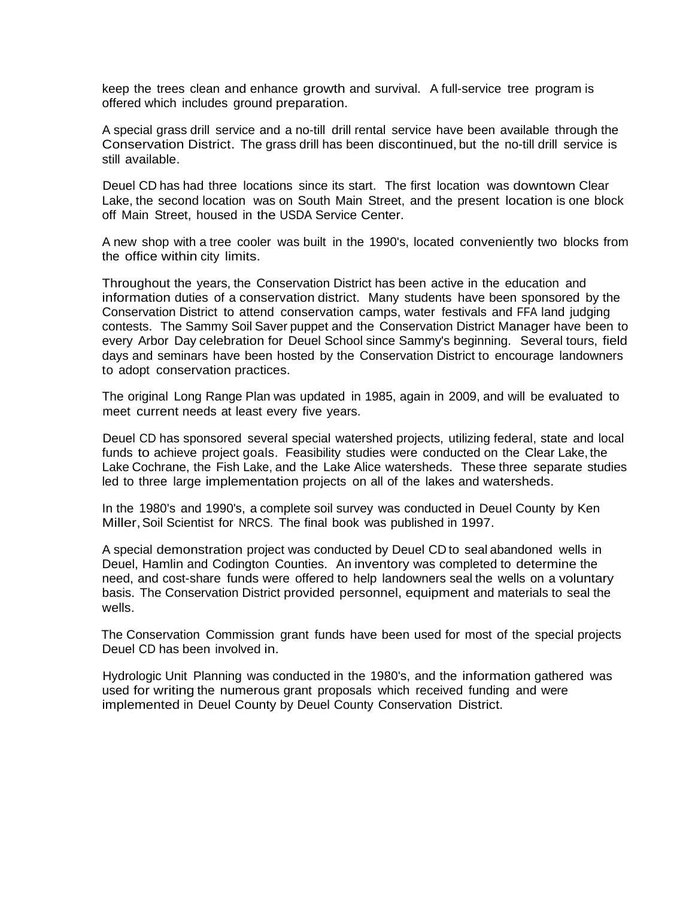keep the trees clean and enhance growth and survival. A full-service tree program is offered which includes ground preparation.

A special grass drill service and a no-till drill rental service have been available through the Conservation District. The grass drill has been discontinued, but the no-till drill service is still available.

Deuel CD has had three locations since its start. The first location was downtown Clear Lake, the second location was on South Main Street, and the present location is one block off Main Street, housed in the USDA Service Center.

A new shop with a tree cooler was built in the 1990's, located conveniently two blocks from the office within city limits.

Throughout the years, the Conservation District has been active in the education and information duties of a conservation district. Many students have been sponsored by the Conservation District to attend conservation camps, water festivals and FFA land judging contests. The Sammy Soil Saver puppet and the Conservation District Manager have been to every Arbor Day celebration for Deuel School since Sammy's beginning. Several tours, field days and seminars have been hosted by the Conservation District to encourage landowners to adopt conservation practices.

The original Long Range Plan was updated in 1985, again in 2009, and will be evaluated to meet current needs at least every five years.

Deuel CD has sponsored several special watershed projects, utilizing federal, state and local funds to achieve project goals. Feasibility studies were conducted on the Clear Lake, the Lake Cochrane, the Fish Lake, and the Lake Alice watersheds. These three separate studies led to three large implementation projects on all of the lakes and watersheds.

In the 1980's and 1990's, a complete soil survey was conducted in Deuel County by Ken Miller, Soil Scientist for NRCS. The final book was published in 1997.

A special demonstration project was conducted by Deuel CD to seal abandoned wells in Deuel, Hamlin and Codington Counties. An inventory was completed to determine the need, and cost-share funds were offered to help landowners seal the wells on a voluntary basis. The Conservation District provided personnel, equipment and materials to seal the wells.

The Conservation Commission grant funds have been used for most of the special projects Deuel CD has been involved in.

Hydrologic Unit Planning was conducted in the 1980's, and the information gathered was used for writing the numerous grant proposals which received funding and were implemented in Deuel County by Deuel County Conservation District.